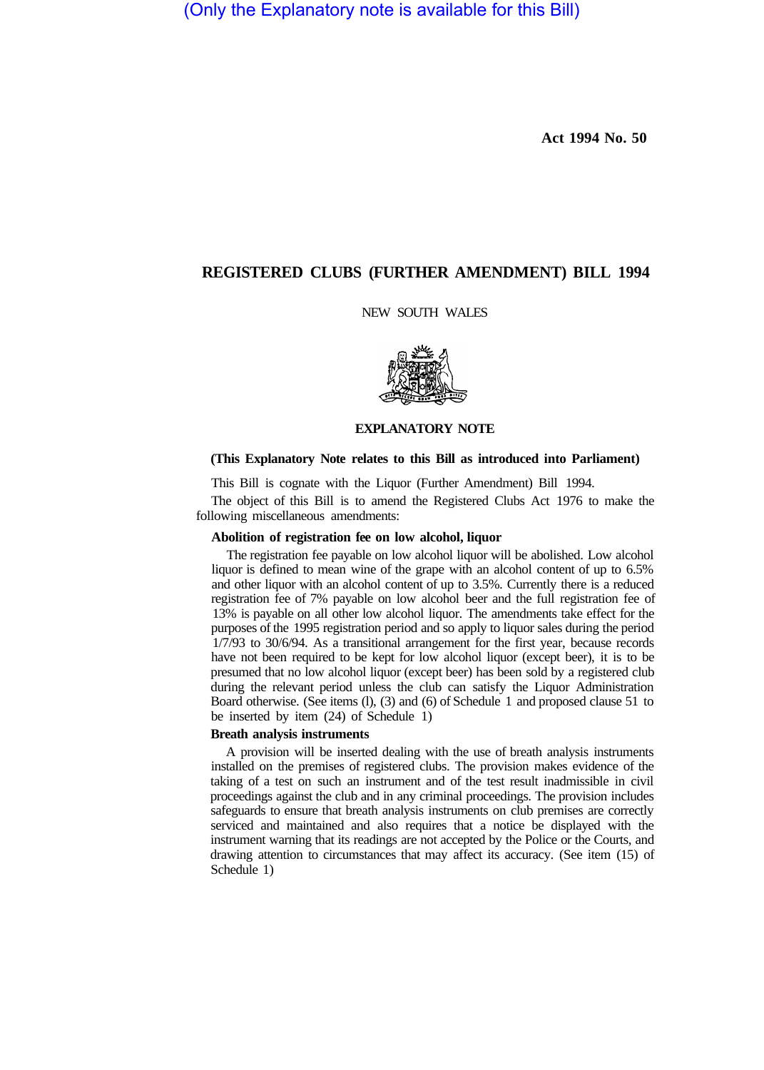(Only the Explanatory note is available for this Bill)

**Act 1994 No. 50**

# REGISTERED CLUBS (FURTHER AMENDMENT) BILL 1994

NEW SOUTH WALES

## EXPLANATORY NOTE

**(This Explanatory Note relates to this Bill as introduced into Parliament)**

This Bill is cognate with the Liquor (Further Amendment) Bill 1994.

The object of this Bill is to amend the Registered Clubs Act 1976 to make the following miscellaneous amendments:

### Abolition of registration fee on low alcohol, liquor

The registration fee payable on low alcohol liquor will be abolished. Low alcohol liquor is defined to mean wine of the grape with an alcohol content of up to 6.5% and other liquor with an alcohol content of up to 3.5%. Currently there is a reduced registration fee of 7% payable on low alcohol beer and the full registration fee of 13% is payable on all other low alcohol liquor. The amendments take effect for the purposes of the 1995 registration period and so apply to liquor sales during the period 1/7/93 to 30/6/94. As a transitional arrangement for the first year, because records have not been required to be kept for low alcohol liquor (except beer), it is to be presumed that no low alcohol liquor (except beer) has been sold by a registered club during the relevant period unless the club can satisfy the Liquor Administration Board otherwise. (See items (l), (3) and (6) of Schedule 1 and proposed clause 51 to be inserted by item (24) of Schedule 1)

### Breath analysis instruments

A provision will be inserted dealing with the use of breath analysis instruments installed on the premises of registered clubs. The provision makes evidence of the taking of a test on such an instrument and of the test result inadmissible in civil proceedings against the club and in any criminal proceedings. The provision includes safeguards to ensure that breath analysis instruments on club premises are correctly serviced and maintained and also requires that a notice be displayed with the instrument warning that its readings are not accepted by the Police or the Courts, and drawing attention to circumstances that may affect its accuracy. (See item (15) of Schedule 1)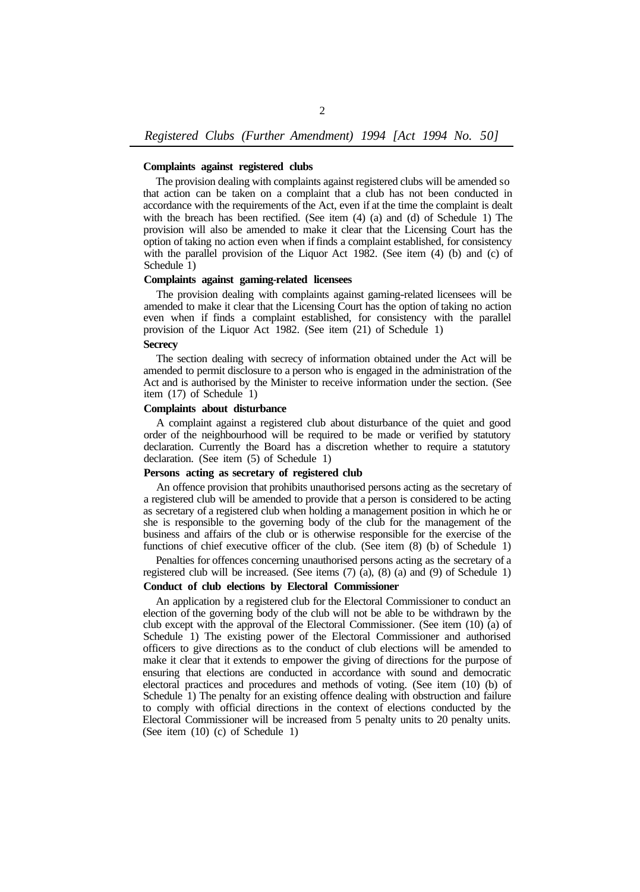**Complaints against registered clubs**

The provision dealing with complaints against registered clubs will be amended so that action can be taken on a complaint that a club has not been conducted in accordance with the requirements of the Act, even if at the time the complaint is dealt with the breach has been rectified. (See item (4) (a) and (d) of Schedule 1) The provision will also be amended to make it clear that the Licensing Court has the option of taking no action even when if finds a complaint established, for consistency with the parallel provision of the Liquor Act 1982. (See item (4) (b) and (c) of Schedule 1)

**Complaints against gaming-related licensees**

The provision dealing with complaints against gaming-related licensees will be amended to make it clear that the Licensing Court has the option of taking no action even when if finds a complaint established, for consistency with the parallel provision of the Liquor Act 1982. (See item (21) of Schedule 1)

**Secrecy**

The section dealing with secrecy of information obtained under the Act will be amended to permit disclosure to a person who is engaged in the administration of the Act and is authorised by the Minister to receive information under the section. (See item (17) of Schedule 1)

**Complaints about disturbance**

A complaint against a registered club about disturbance of the quiet and good order of the neighbourhood will be required to be made or verified by statutory declaration. Currently the Board has a discretion whether to require a statutory declaration. (See item (5) of Schedule 1)

**Persons acting as secretary of registered club**

An offence provision that prohibits unauthorised persons acting as the secretary of a registered club will be amended to provide that a person is considered to be acting as secretary of a registered club when holding a management position in which he or she is responsible to the governing body of the club for the management of the business and affairs of the club or is otherwise responsible for the exercise of the functions of chief executive officer of the club. (See item (8) (b) of Schedule 1)

Penalties for offences concerning unauthorised persons acting as the secretary of a registered club will be increased. (See items (7) (a), (8) (a) and (9) of Schedule 1)

**Conduct of club elections by Electoral Commissioner**

An application by a registered club for the Electoral Commissioner to conduct an election of the governing body of the club will not be able to be withdrawn by the club except with the approval of the Electoral Commissioner. (See item (10) (a) of Schedule 1) The existing power of the Electoral Commissioner and authorised officers to give directions as to the conduct of club elections will be amended to make it clear that it extends to empower the giving of directions for the purpose of ensuring that elections are conducted in accordance with sound and democratic electoral practices and procedures and methods of voting. (See item (10) (b) of Schedule 1) The penalty for an existing offence dealing with obstruction and failure to comply with official directions in the context of elections conducted by the Electoral Commissioner will be increased from 5 penalty units to 20 penalty units. (See item (10) (c) of Schedule 1)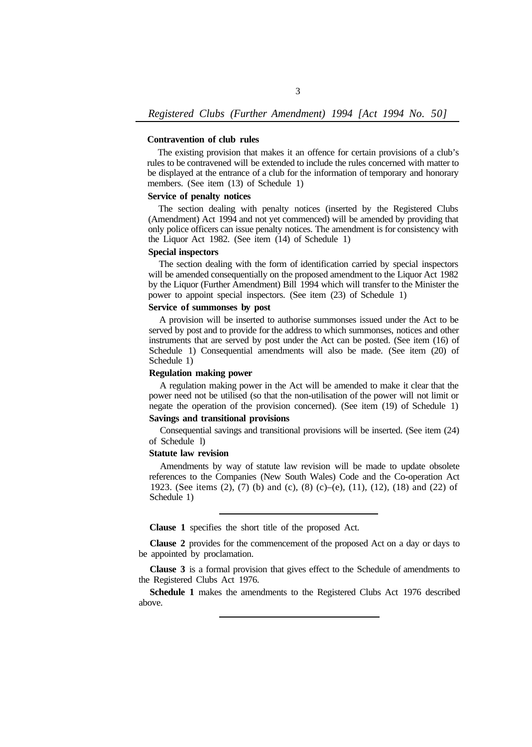**Contravention of club rules**

The existing provision that makes it an offence for certain provisions of a club's rules to be contravened will be extended to include the rules concerned with matter to be displayed at the entrance of a club for the information of temporary and honorary members. (See item (13) of Schedule 1)

**Service of penalty notices**

The section dealing with penalty notices (inserted by the Registered Clubs (Amendment) Act 1994 and not yet commenced) will be amended by providing that only police officers can issue penalty notices. The amendment is for consistency with the Liquor Act 1982. (See item (14) of Schedule 1)

**Special inspectors**

The section dealing with the form of identification carried by special inspectors will be amended consequentially on the proposed amendment to the Liquor Act 1982 by the Liquor (Further Amendment) Bill 1994 which will transfer to the Minister the power to appoint special inspectors. (See item (23) of Schedule 1)

**Service of summonses by post**

A provision will be inserted to authorise summonses issued under the Act to be served by post and to provide for the address to which summonses, notices and other instruments that are served by post under the Act can be posted. (See item (16) of Schedule 1) Consequential amendments will also be made. (See item (20) of Schedule 1)

**Regulation making power**

A regulation making power in the Act will be amended to make it clear that the power need not be utilised (so that the non-utilisation of the power will not limit or negate the operation of the provision concerned). (See item (19) of Schedule 1)

**Savings and transitional provisions**

Consequential savings and transitional provisions will be inserted. (See item (24) of Schedule l)

**Statute law revision**

Amendments by way of statute law revision will be made to update obsolete references to the Companies (New South Wales) Code and the Co-operation Act 1923. (See items (2), (7) (b) and (c), (8) (c)–(e), (11), (12), (18) and (22) of Schedule 1)

---

**Clause 1** specifies the short title of the proposed Act.

**Clause 2** provides for the commencement of the proposed Act on a day or days to be appointed by proclamation.

**Clause 3** is a formal provision that gives effect to the Schedule of amendments to the Registered Clubs Act 1976.

**Schedule 1** makes the amendments to the Registered Clubs Act 1976 described above.

---